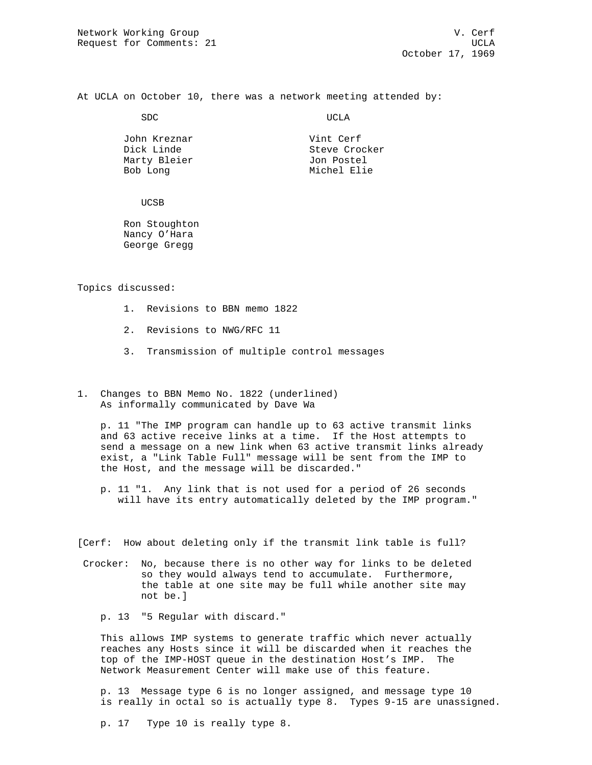Network Working Group V. Cerf
Request for Comments: 21 UCLA
October 17, 1969

At UCLA on October 10, there was a network meeting attended by:

| SDC | UCLA |
|---|---|
| John Kreznar | Vint Cerf |
| Dick Linde | Steve Crocker |
| Marty Bleier | Jon Postel |
| Bob Long | Michel Elie |

UCSB

- Ron Stoughton
- Nancy O'Hara
- George Gregg

Topics discussed:

1. Revisions to BBN memo 1822
2. Revisions to NWG/RFC 11
3. Transmission of multiple control messages

1. Changes to BBN Memo No. 1822 (underlined)
   As informally communicated by Dave Wa

   p. 11 "The IMP program can handle up to 63 active transmit links and 63 active receive links at a time. If the Host attempts to send a message on a new link when 63 active transmit links already exist, a "Link Table Full" message will be sent from the IMP to the Host, and the message will be discarded."

   p. 11 "1. Any link that is not used for a period of 26 seconds will have its entry automatically deleted by the IMP program."

[Cerf: How about deleting only if the transmit link table is full?

Crocker: No, because there is no other way for links to be deleted so they would always tend to accumulate. Furthermore, the table at one site may be full while another site may not be.]

p. 13 "5 Regular with discard."

This allows IMP systems to generate traffic which never actually reaches any Hosts since it will be discarded when it reaches the top of the IMP-HOST queue in the destination Host's IMP. The Network Measurement Center will make use of this feature.

p. 13 Message type 6 is no longer assigned, and message type 10 is really in octal so is actually type 8. Types 9-15 are unassigned.

p. 17 Type 10 is really type 8.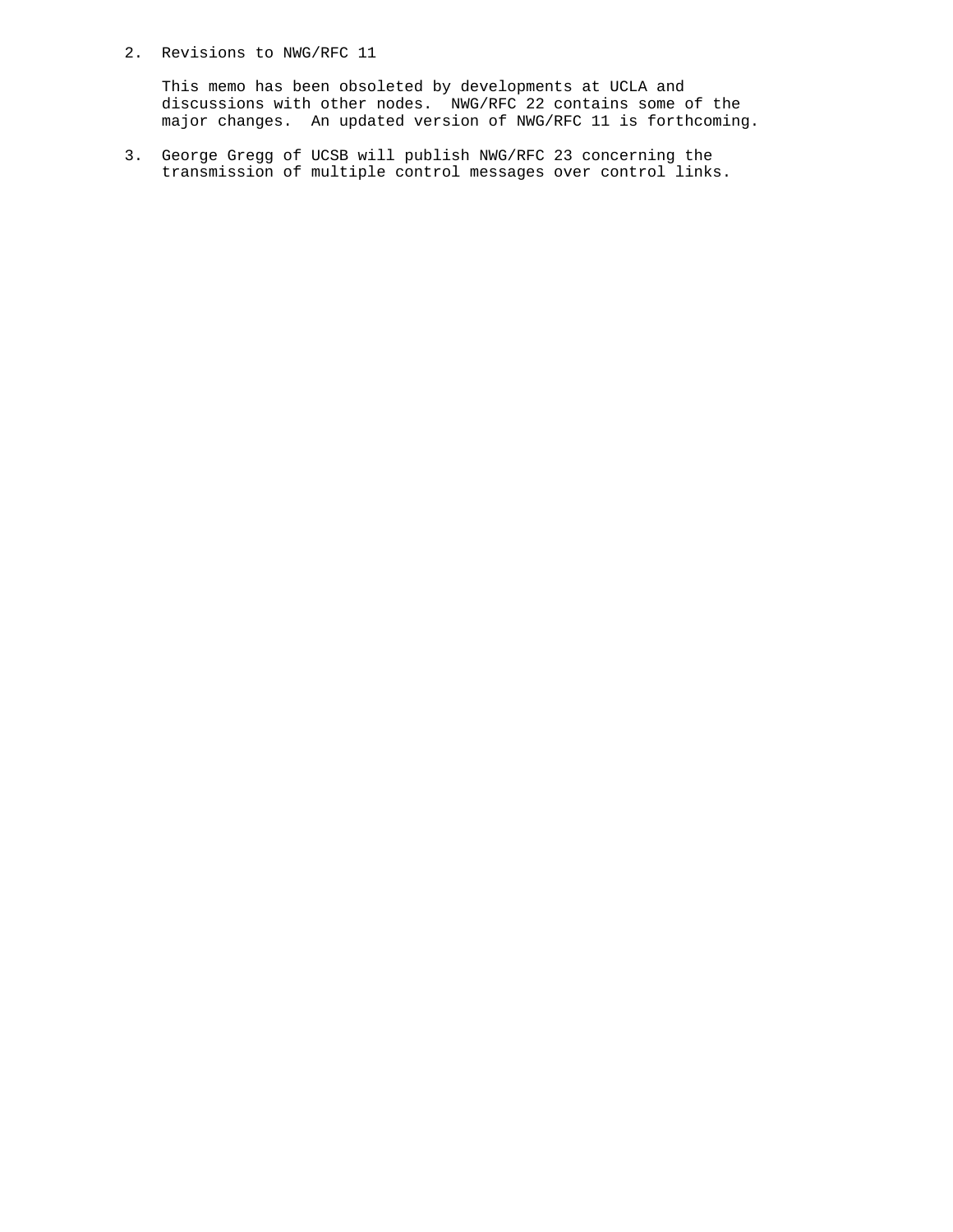2. Revisions to NWG/RFC 11

   This memo has been obsoleted by developments at UCLA and discussions with other nodes. NWG/RFC 22 contains some of the major changes. An updated version of NWG/RFC 11 is forthcoming.

3. George Gregg of UCSB will publish NWG/RFC 23 concerning the transmission of multiple control messages over control links.